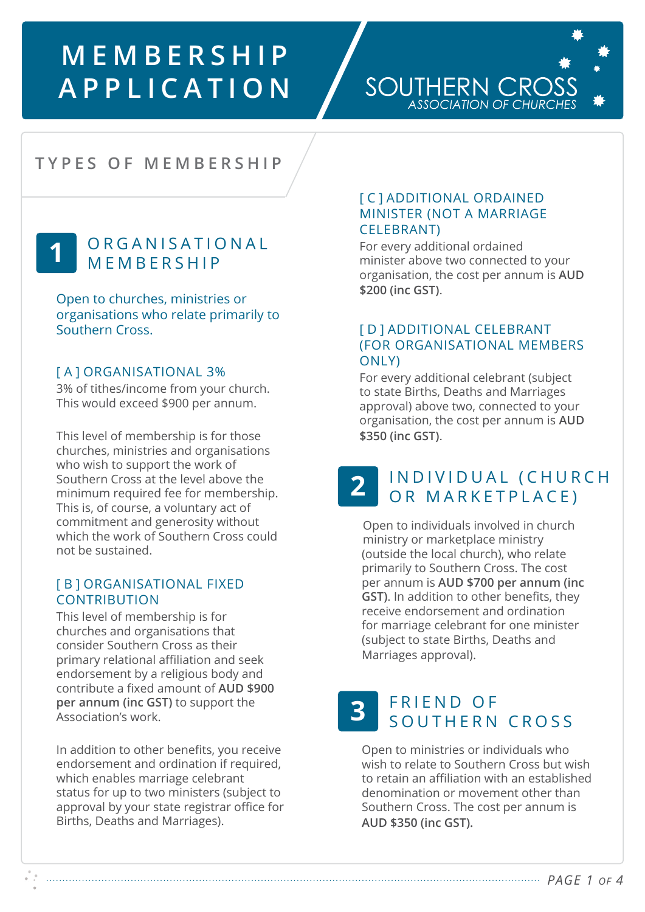# MEMBERSHIP APPLICATION

SOUTHERN CROSS
*ASSOCIATION OF CHURCHES*

## TYPES OF MEMBERSHIP

### 1 ORGANISATIONAL MEMBERSHIP

Open to churches, ministries or organisations who relate primarily to Southern Cross.

#### [ A ] ORGANISATIONAL 3%

3% of tithes/income from your church. This would exceed $900 per annum.

This level of membership is for those churches, ministries and organisations who wish to support the work of Southern Cross at the level above the minimum required fee for membership. This is, of course, a voluntary act of commitment and generosity without which the work of Southern Cross could not be sustained.

#### [ B ] ORGANISATIONAL FIXED CONTRIBUTION

This level of membership is for churches and organisations that consider Southern Cross as their primary relational affiliation and seek endorsement by a religious body and contribute a fixed amount of **AUD $900 per annum (inc GST)** to support the Association's work.

In addition to other benefits, you receive endorsement and ordination if required, which enables marriage celebrant status for up to two ministers (subject to approval by your state registrar office for Births, Deaths and Marriages).

#### [ C ] ADDITIONAL ORDAINED MINISTER (NOT A MARRIAGE CELEBRANT)

For every additional ordained minister above two connected to your organisation, the cost per annum is **AUD $200 (inc GST)**.

#### [ D ] ADDITIONAL CELEBRANT (FOR ORGANISATIONAL MEMBERS ONLY)

For every additional celebrant (subject to state Births, Deaths and Marriages approval) above two, connected to your organisation, the cost per annum is **AUD $350 (inc GST)**.

### 2 INDIVIDUAL (CHURCH OR MARKETPLACE)

Open to individuals involved in church ministry or marketplace ministry (outside the local church), who relate primarily to Southern Cross. The cost per annum is **AUD $700 per annum (inc GST)**. In addition to other benefits, they receive endorsement and ordination for marriage celebrant for one minister (subject to state Births, Deaths and Marriages approval).

### 3 FRIEND OF SOUTHERN CROSS

Open to ministries or individuals who wish to relate to Southern Cross but wish to retain an affiliation with an established denomination or movement other than Southern Cross. The cost per annum is **AUD $350 (inc GST).**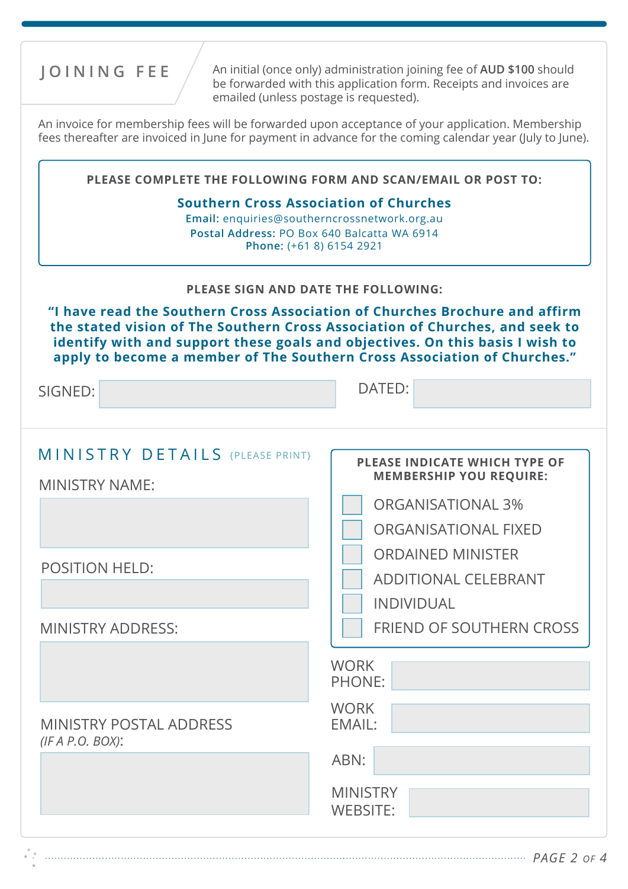## JOINING FEE

An initial (once only) administration joining fee of **AUD $100** should be forwarded with this application form. Receipts and invoices are emailed (unless postage is requested).

An invoice for membership fees will be forwarded upon acceptance of your application. Membership fees thereafter are invoiced in June for payment in advance for the coming calendar year (July to June).

**PLEASE COMPLETE THE FOLLOWING FORM AND SCAN/EMAIL OR POST TO:**

**Southern Cross Association of Churches**
**Email:** enquiries@southerncrossnetwork.org.au
**Postal Address:** PO Box 640 Balcatta WA 6914
**Phone:** (+61 8) 6154 2921

**PLEASE SIGN AND DATE THE FOLLOWING:**

**"I have read the Southern Cross Association of Churches Brochure and affirm the stated vision of The Southern Cross Association of Churches, and seek to identify with and support these goals and objectives. On this basis I wish to apply to become a member of The Southern Cross Association of Churches."**

SIGNED: ______________________ DATED: ______________________

## MINISTRY DETAILS {PLEASE PRINT}

MINISTRY NAME: ______________________

POSITION HELD: ______________________

MINISTRY ADDRESS: ______________________

MINISTRY POSTAL ADDRESS *(IF A P.O. BOX)*: ______________________

**PLEASE INDICATE WHICH TYPE OF MEMBERSHIP YOU REQUIRE:**

- ☐ ORGANISATIONAL 3%
- ☐ ORGANISATIONAL FIXED
- ☐ ORDAINED MINISTER
- ☐ ADDITIONAL CELEBRANT
- ☐ INDIVIDUAL
- ☐ FRIEND OF SOUTHERN CROSS

WORK PHONE: ______________________

WORK EMAIL: ______________________

ABN: ______________________

MINISTRY WEBSITE: ______________________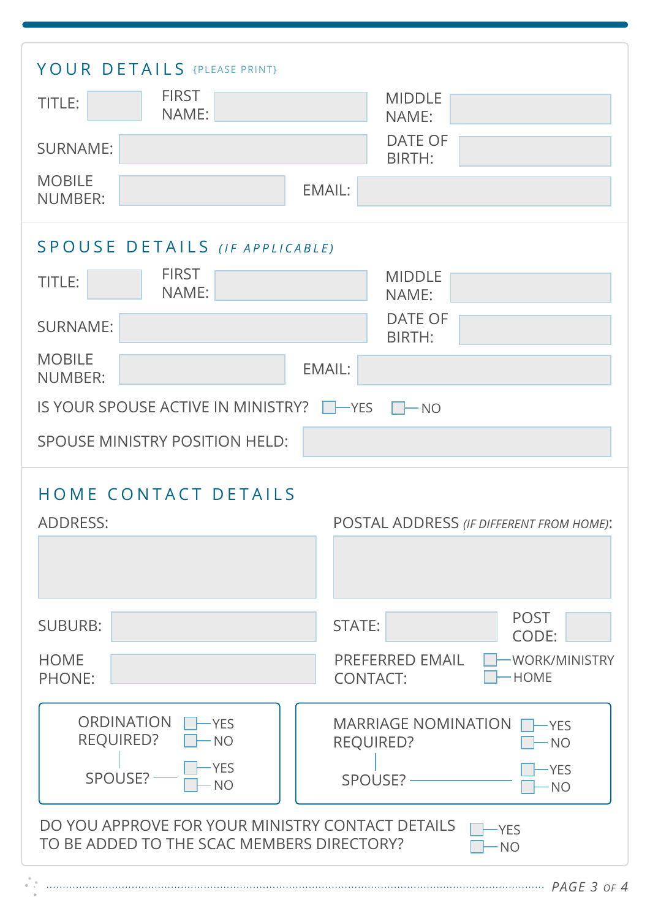## YOUR DETAILS {PLEASE PRINT}

TITLE: FIRST NAME: MIDDLE NAME:

SURNAME: DATE OF BIRTH:

MOBILE NUMBER: EMAIL:

## SPOUSE DETAILS *(IF APPLICABLE)*

TITLE: FIRST NAME: MIDDLE NAME:

SURNAME: DATE OF BIRTH:

MOBILE NUMBER: EMAIL:

IS YOUR SPOUSE ACTIVE IN MINISTRY? ☐ YES ☐ NO

SPOUSE MINISTRY POSITION HELD:

## HOME CONTACT DETAILS

ADDRESS:

POSTAL ADDRESS *(IF DIFFERENT FROM HOME)*:

SUBURB: STATE: POST CODE:

HOME PHONE:

PREFERRED EMAIL CONTACT: ☐ WORK/MINISTRY ☐ HOME

ORDINATION REQUIRED? ☐ YES ☐ NO
SPOUSE? ☐ YES ☐ NO

MARRIAGE NOMINATION REQUIRED? ☐ YES ☐ NO
SPOUSE? ☐ YES ☐ NO

DO YOU APPROVE FOR YOUR MINISTRY CONTACT DETAILS TO BE ADDED TO THE SCAC MEMBERS DIRECTORY? ☐ YES ☐ NO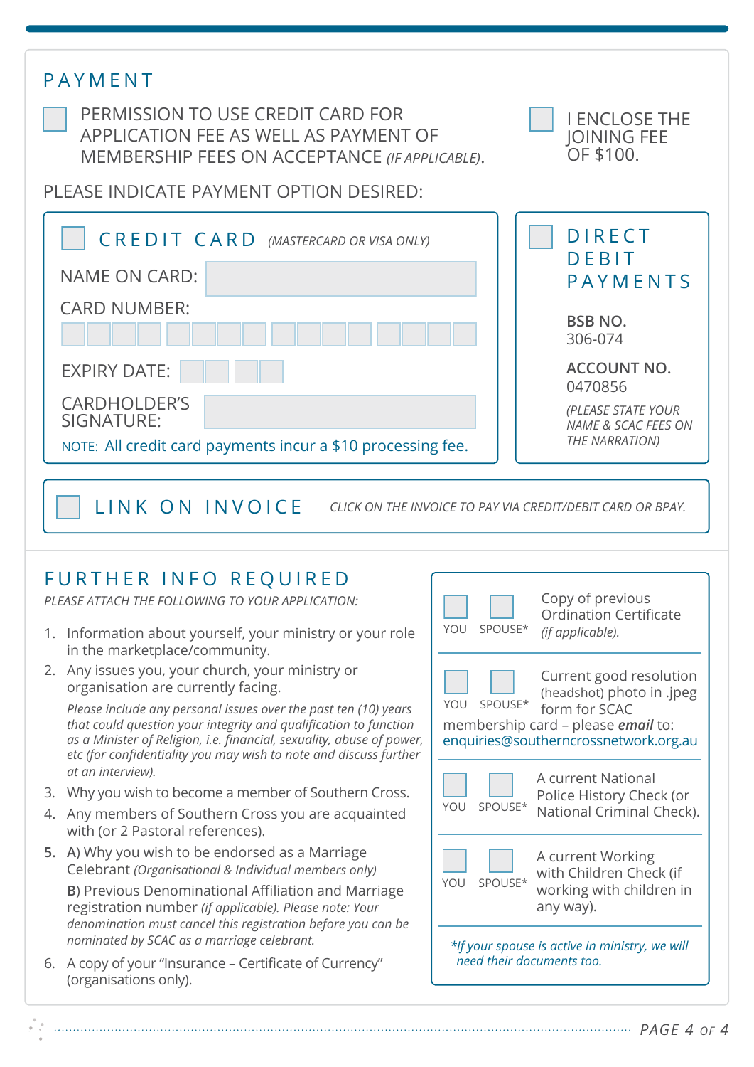## PAYMENT

☐ PERMISSION TO USE CREDIT CARD FOR APPLICATION FEE AS WELL AS PAYMENT OF MEMBERSHIP FEES ON ACCEPTANCE *(IF APPLICABLE)*.

☐ I ENCLOSE THE JOINING FEE OF $100.

PLEASE INDICATE PAYMENT OPTION DESIRED:

### ☐ CREDIT CARD *(MASTERCARD OR VISA ONLY)*

NAME ON CARD:

CARD NUMBER:

EXPIRY DATE:

CARDHOLDER'S SIGNATURE:

NOTE: All credit card payments incur a $10 processing fee.

### ☐ DIRECT DEBIT PAYMENTS

**BSB NO.**
306-074

**ACCOUNT NO.**
0470856

*(PLEASE STATE YOUR NAME & SCAC FEES ON THE NARRATION)*

### ☐ LINK ON INVOICE

*CLICK ON THE INVOICE TO PAY VIA CREDIT/DEBIT CARD OR BPAY.*

## FURTHER INFO REQUIRED

*PLEASE ATTACH THE FOLLOWING TO YOUR APPLICATION:*

1. Information about yourself, your ministry or your role in the marketplace/community.
2. Any issues you, your church, your ministry or organisation are currently facing.

   *Please include any personal issues over the past ten (10) years that could question your integrity and qualification to function as a Minister of Religion, i.e. financial, sexuality, abuse of power, etc (for confidentiality you may wish to note and discuss further at an interview).*
3. Why you wish to become a member of Southern Cross.
4. Any members of Southern Cross you are acquainted with (or 2 Pastoral references).
5. **A**) Why you wish to be endorsed as a Marriage Celebrant *(Organisational & Individual members only)*

   **B**) Previous Denominational Affiliation and Marriage registration number *(if applicable). Please note: Your denomination must cancel this registration before you can be nominated by SCAC as a marriage celebrant.*
6. A copy of your "Insurance – Certificate of Currency" (organisations only).

☐ YOU ☐ SPOUSE* — Copy of previous Ordination Certificate *(if applicable).*

☐ YOU ☐ SPOUSE* — Current good resolution (headshot) photo in .jpeg form for SCAC membership card – please ***email*** to: enquiries@southerncrossnetwork.org.au

☐ YOU ☐ SPOUSE* — A current National Police History Check (or National Criminal Check).

☐ YOU ☐ SPOUSE* — A current Working with Children Check (if working with children in any way).

**If your spouse is active in ministry, we will need their documents too.*